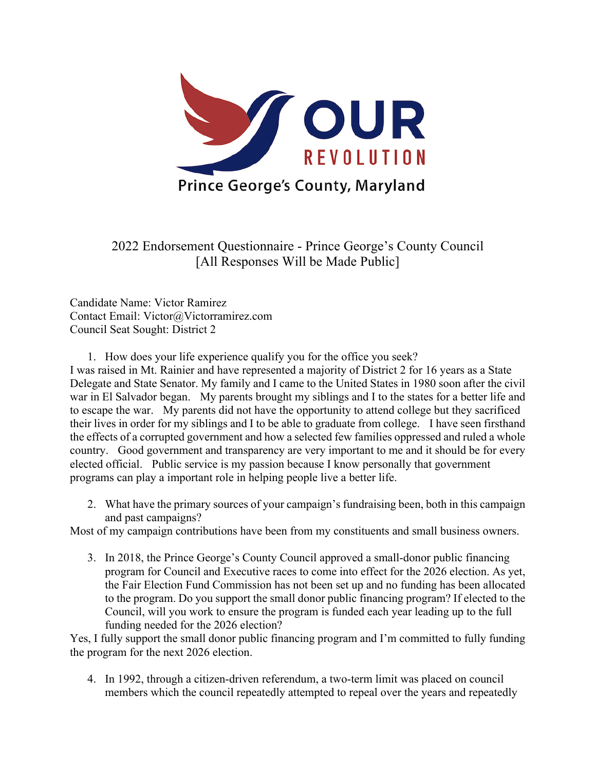OUR REVOLUTION

Prince George's County, Maryland

# 2022 Endorsement Questionnaire - Prince George's County Council
[All Responses Will be Made Public]

Candidate Name: Victor Ramirez
Contact Email: Victor@Victorramirez.com
Council Seat Sought: District 2

1. How does your life experience qualify you for the office you seek?

I was raised in Mt. Rainier and have represented a majority of District 2 for 16 years as a State Delegate and State Senator. My family and I came to the United States in 1980 soon after the civil war in El Salvador began. My parents brought my siblings and I to the states for a better life and to escape the war. My parents did not have the opportunity to attend college but they sacrificed their lives in order for my siblings and I to be able to graduate from college. I have seen firsthand the effects of a corrupted government and how a selected few families oppressed and ruled a whole country. Good government and transparency are very important to me and it should be for every elected official. Public service is my passion because I know personally that government programs can play a important role in helping people live a better life.

2. What have the primary sources of your campaign's fundraising been, both in this campaign and past campaigns?

Most of my campaign contributions have been from my constituents and small business owners.

3. In 2018, the Prince George's County Council approved a small-donor public financing program for Council and Executive races to come into effect for the 2026 election. As yet, the Fair Election Fund Commission has not been set up and no funding has been allocated to the program. Do you support the small donor public financing program? If elected to the Council, will you work to ensure the program is funded each year leading up to the full funding needed for the 2026 election?

Yes, I fully support the small donor public financing program and I'm committed to fully funding the program for the next 2026 election.

4. In 1992, through a citizen-driven referendum, a two-term limit was placed on council members which the council repeatedly attempted to repeal over the years and repeatedly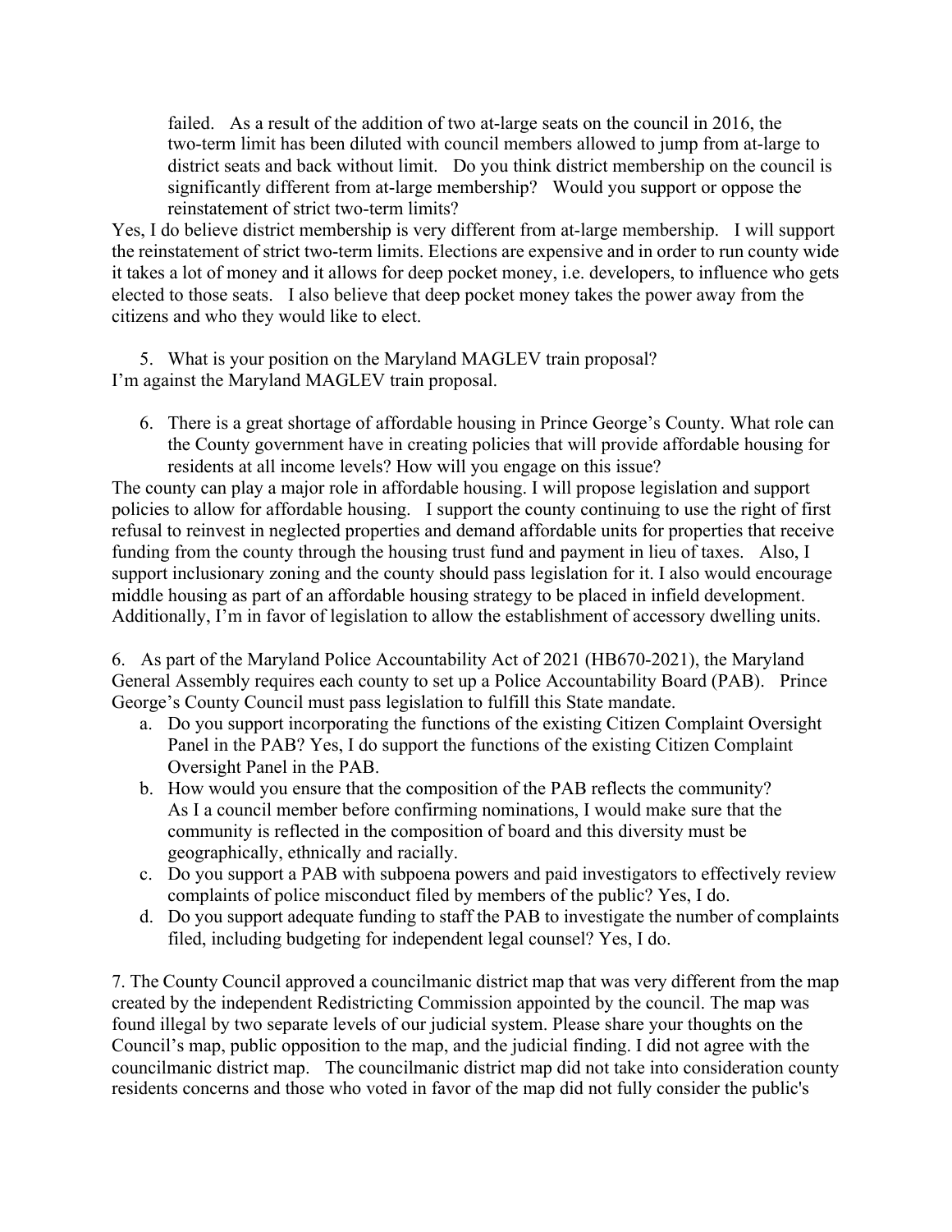failed. As a result of the addition of two at-large seats on the council in 2016, the two-term limit has been diluted with council members allowed to jump from at-large to district seats and back without limit. Do you think district membership on the council is significantly different from at-large membership? Would you support or oppose the reinstatement of strict two-term limits?

Yes, I do believe district membership is very different from at-large membership. I will support the reinstatement of strict two-term limits. Elections are expensive and in order to run county wide it takes a lot of money and it allows for deep pocket money, i.e. developers, to influence who gets elected to those seats. I also believe that deep pocket money takes the power away from the citizens and who they would like to elect.

5. What is your position on the Maryland MAGLEV train proposal?

I'm against the Maryland MAGLEV train proposal.

6. There is a great shortage of affordable housing in Prince George's County. What role can the County government have in creating policies that will provide affordable housing for residents at all income levels? How will you engage on this issue?

The county can play a major role in affordable housing. I will propose legislation and support policies to allow for affordable housing. I support the county continuing to use the right of first refusal to reinvest in neglected properties and demand affordable units for properties that receive funding from the county through the housing trust fund and payment in lieu of taxes. Also, I support inclusionary zoning and the county should pass legislation for it. I also would encourage middle housing as part of an affordable housing strategy to be placed in infield development. Additionally, I'm in favor of legislation to allow the establishment of accessory dwelling units.

6. As part of the Maryland Police Accountability Act of 2021 (HB670-2021), the Maryland General Assembly requires each county to set up a Police Accountability Board (PAB). Prince George's County Council must pass legislation to fulfill this State mandate.

a. Do you support incorporating the functions of the existing Citizen Complaint Oversight Panel in the PAB? Yes, I do support the functions of the existing Citizen Complaint Oversight Panel in the PAB.
b. How would you ensure that the composition of the PAB reflects the community? As I a council member before confirming nominations, I would make sure that the community is reflected in the composition of board and this diversity must be geographically, ethnically and racially.
c. Do you support a PAB with subpoena powers and paid investigators to effectively review complaints of police misconduct filed by members of the public? Yes, I do.
d. Do you support adequate funding to staff the PAB to investigate the number of complaints filed, including budgeting for independent legal counsel? Yes, I do.

7. The County Council approved a councilmanic district map that was very different from the map created by the independent Redistricting Commission appointed by the council. The map was found illegal by two separate levels of our judicial system. Please share your thoughts on the Council's map, public opposition to the map, and the judicial finding. I did not agree with the councilmanic district map. The councilmanic district map did not take into consideration county residents concerns and those who voted in favor of the map did not fully consider the public's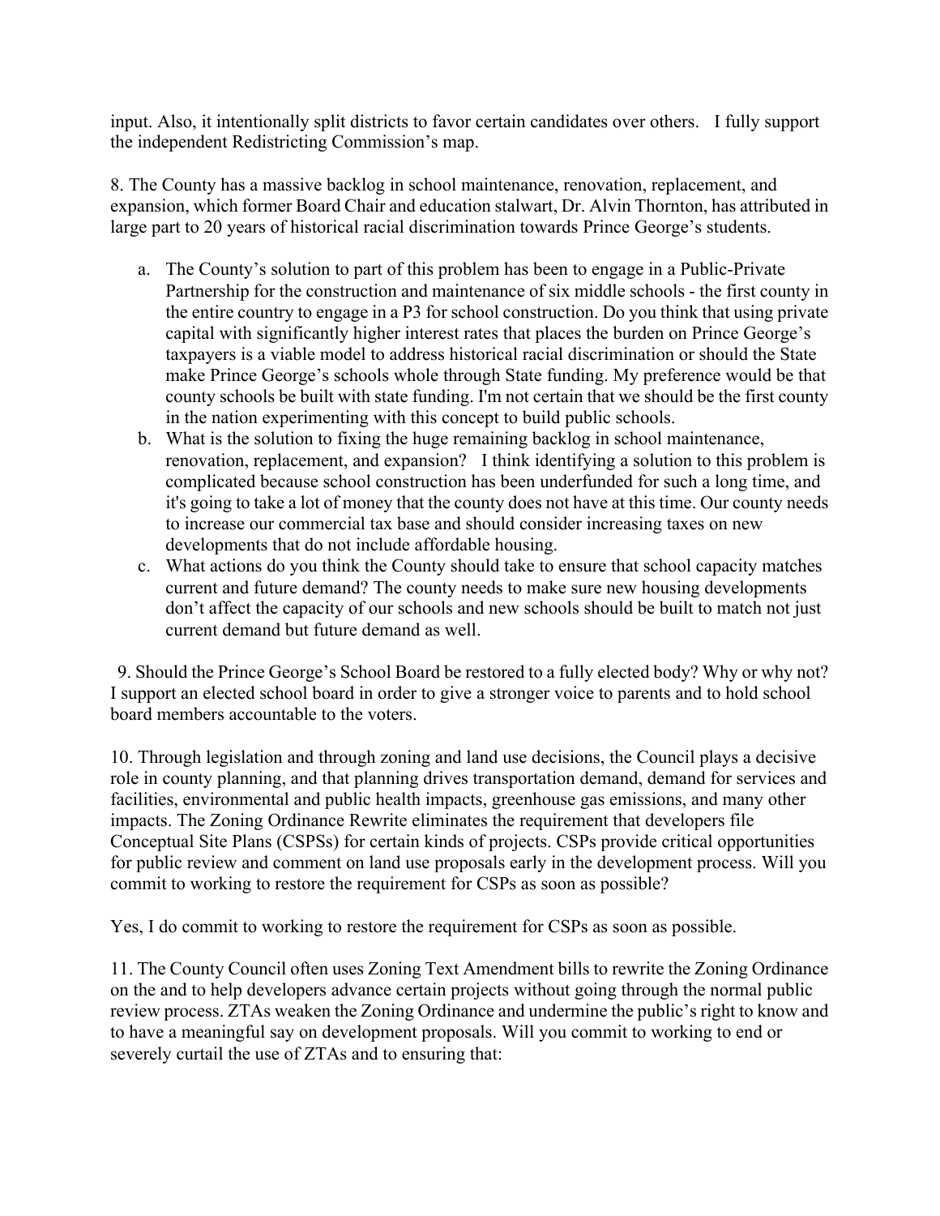input. Also, it intentionally split districts to favor certain candidates over others. I fully support the independent Redistricting Commission's map.

8. The County has a massive backlog in school maintenance, renovation, replacement, and expansion, which former Board Chair and education stalwart, Dr. Alvin Thornton, has attributed in large part to 20 years of historical racial discrimination towards Prince George's students.

   a. The County's solution to part of this problem has been to engage in a Public-Private Partnership for the construction and maintenance of six middle schools - the first county in the entire country to engage in a P3 for school construction. Do you think that using private capital with significantly higher interest rates that places the burden on Prince George's taxpayers is a viable model to address historical racial discrimination or should the State make Prince George's schools whole through State funding. My preference would be that county schools be built with state funding. I'm not certain that we should be the first county in the nation experimenting with this concept to build public schools.
   b. What is the solution to fixing the huge remaining backlog in school maintenance, renovation, replacement, and expansion? I think identifying a solution to this problem is complicated because school construction has been underfunded for such a long time, and it's going to take a lot of money that the county does not have at this time. Our county needs to increase our commercial tax base and should consider increasing taxes on new developments that do not include affordable housing.
   c. What actions do you think the County should take to ensure that school capacity matches current and future demand? The county needs to make sure new housing developments don't affect the capacity of our schools and new schools should be built to match not just current demand but future demand as well.

9. Should the Prince George's School Board be restored to a fully elected body? Why or why not? I support an elected school board in order to give a stronger voice to parents and to hold school board members accountable to the voters.

10. Through legislation and through zoning and land use decisions, the Council plays a decisive role in county planning, and that planning drives transportation demand, demand for services and facilities, environmental and public health impacts, greenhouse gas emissions, and many other impacts. The Zoning Ordinance Rewrite eliminates the requirement that developers file Conceptual Site Plans (CSPSs) for certain kinds of projects. CSPs provide critical opportunities for public review and comment on land use proposals early in the development process. Will you commit to working to restore the requirement for CSPs as soon as possible?

Yes, I do commit to working to restore the requirement for CSPs as soon as possible.

11. The County Council often uses Zoning Text Amendment bills to rewrite the Zoning Ordinance on the and to help developers advance certain projects without going through the normal public review process. ZTAs weaken the Zoning Ordinance and undermine the public's right to know and to have a meaningful say on development proposals. Will you commit to working to end or severely curtail the use of ZTAs and to ensuring that: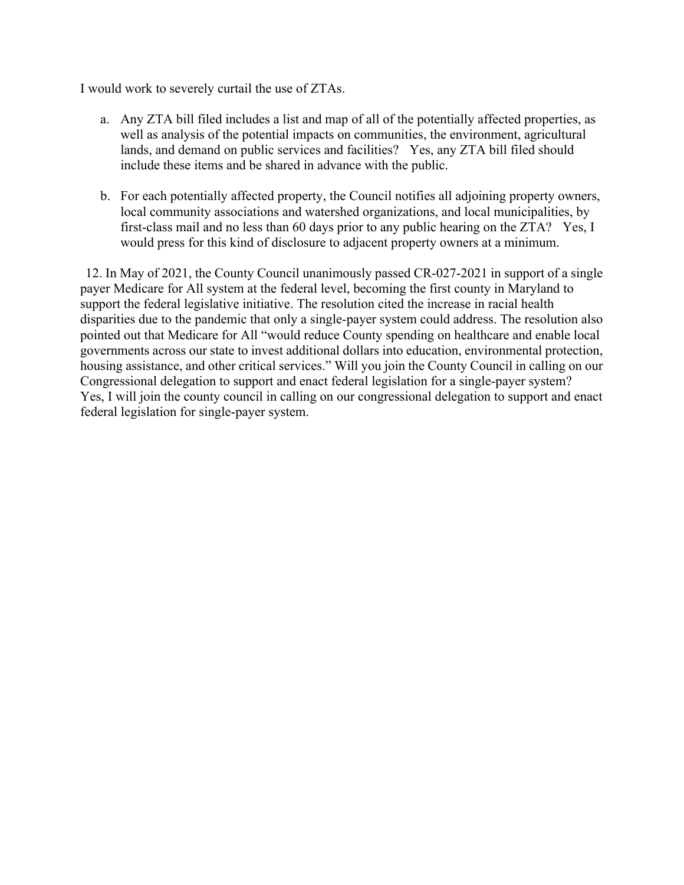I would work to severely curtail the use of ZTAs.

a. Any ZTA bill filed includes a list and map of all of the potentially affected properties, as well as analysis of the potential impacts on communities, the environment, agricultural lands, and demand on public services and facilities? Yes, any ZTA bill filed should include these items and be shared in advance with the public.

b. For each potentially affected property, the Council notifies all adjoining property owners, local community associations and watershed organizations, and local municipalities, by first-class mail and no less than 60 days prior to any public hearing on the ZTA? Yes, I would press for this kind of disclosure to adjacent property owners at a minimum.

12. In May of 2021, the County Council unanimously passed CR-027-2021 in support of a single payer Medicare for All system at the federal level, becoming the first county in Maryland to support the federal legislative initiative. The resolution cited the increase in racial health disparities due to the pandemic that only a single-payer system could address. The resolution also pointed out that Medicare for All "would reduce County spending on healthcare and enable local governments across our state to invest additional dollars into education, environmental protection, housing assistance, and other critical services." Will you join the County Council in calling on our Congressional delegation to support and enact federal legislation for a single-payer system? Yes, I will join the county council in calling on our congressional delegation to support and enact federal legislation for single-payer system.